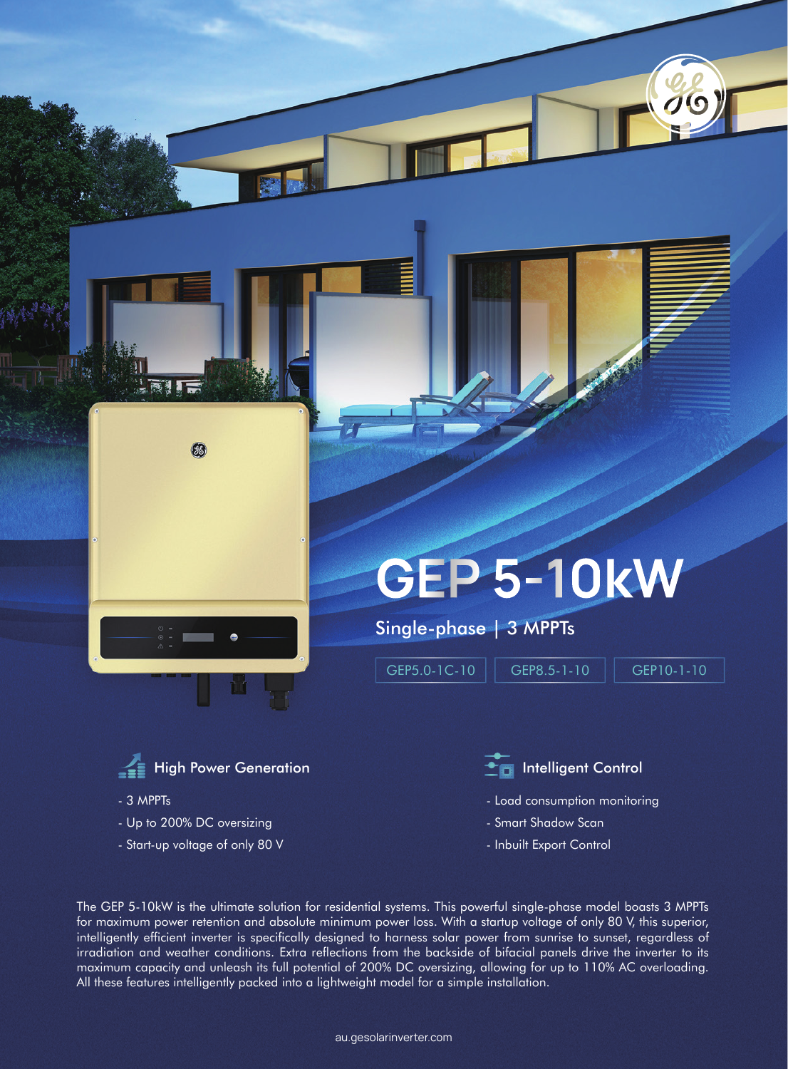# GEP 5-10kW

## Single-phase | 3 MPPTs

GEP5.0-1C-10 | GEP8.5-1-10 | GEP10-1-10

### High Power Generation

- 3 MPPTs
- Up to 200% DC oversizing
- Start-up voltage of only 80 V

### Intelligent Control

- Load consumption monitoring
- Smart Shadow Scan
- Inbuilt Export Control

The GEP 5-10kW is the ultimate solution for residential systems. This powerful single-phase model boasts 3 MPPTs for maximum power retention and absolute minimum power loss. With a startup voltage of only 80 V, this superior, intelligently efficient inverter is specifically designed to harness solar power from sunrise to sunset, regardless of irradiation and weather conditions. Extra reflections from the backside of bifacial panels drive the inverter to its maximum capacity and unleash its full potential of 200% DC oversizing, allowing for up to 110% AC overloading. All these features intelligently packed into a lightweight model for a simple installation.

au.gesolarinverter.com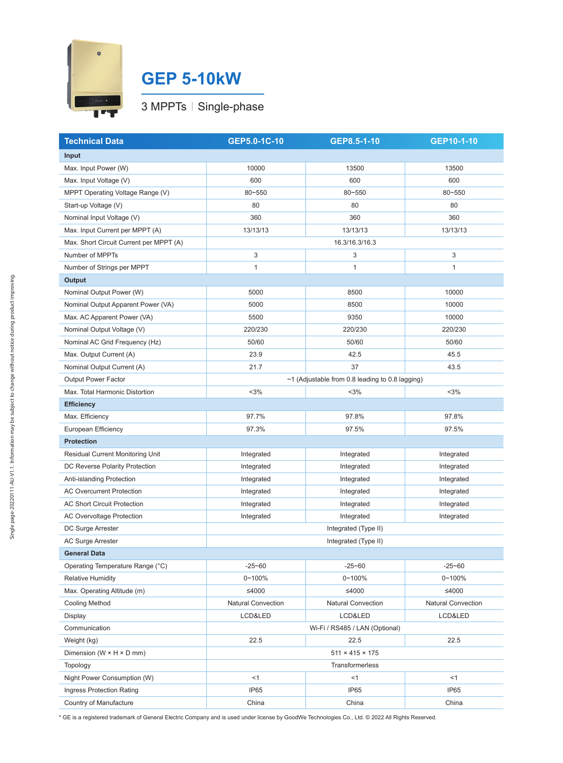# GEP 5-10kW

3 MPPTs | Single-phase

| Technical Data | GEP5.0-1C-10 | GEP8.5-1-10 | GEP10-1-10 |
|---|---|---|---|
| **Input** | | | |
| Max. Input Power (W) | 10000 | 13500 | 13500 |
| Max. Input Voltage (V) | 600 | 600 | 600 |
| MPPT Operating Voltage Range (V) | 80~550 | 80~550 | 80~550 |
| Start-up Voltage (V) | 80 | 80 | 80 |
| Nominal Input Voltage (V) | 360 | 360 | 360 |
| Max. Input Current per MPPT (A) | 13/13/13 | 13/13/13 | 13/13/13 |
| Max. Short Circuit Current per MPPT (A) | 16.3/16.3/16.3 | | |
| Number of MPPTs | 3 | 3 | 3 |
| Number of Strings per MPPT | 1 | 1 | 1 |
| **Output** | | | |
| Nominal Output Power (W) | 5000 | 8500 | 10000 |
| Nominal Output Apparent Power (VA) | 5000 | 8500 | 10000 |
| Max. AC Apparent Power (VA) | 5500 | 9350 | 10000 |
| Nominal Output Voltage (V) | 220/230 | 220/230 | 220/230 |
| Nominal AC Grid Frequency (Hz) | 50/60 | 50/60 | 50/60 |
| Max. Output Current (A) | 23.9 | 42.5 | 45.5 |
| Nominal Output Current (A) | 21.7 | 37 | 43.5 |
| Output Power Factor | ~1 (Adjustable from 0.8 leading to 0.8 lagging) | | |
| Max. Total Harmonic Distortion | <3% | <3% | <3% |
| **Efficiency** | | | |
| Max. Efficiency | 97.7% | 97.8% | 97.8% |
| European Efficiency | 97.3% | 97.5% | 97.5% |
| **Protection** | | | |
| Residual Current Monitoring Unit | Integrated | Integrated | Integrated |
| DC Reverse Polarity Protection | Integrated | Integrated | Integrated |
| Anti-islanding Protection | Integrated | Integrated | Integrated |
| AC Overcurrent Protection | Integrated | Integrated | Integrated |
| AC Short Circuit Protection | Integrated | Integrated | Integrated |
| AC Overvoltage Protection | Integrated | Integrated | Integrated |
| DC Surge Arrester | Integrated (Type II) | | |
| AC Surge Arrester | Integrated (Type II) | | |
| **General Data** | | | |
| Operating Temperature Range (°C) | -25~60 | -25~60 | -25~60 |
| Relative Humidity | 0~100% | 0~100% | 0~100% |
| Max. Operating Altitude (m) | ≤4000 | ≤4000 | ≤4000 |
| Cooling Method | Natural Convection | Natural Convection | Natural Convection |
| Display | LCD&LED | LCD&LED | LCD&LED |
| Communication | Wi-Fi / RS485 / LAN (Optional) | | |
| Weight (kg) | 22.5 | 22.5 | 22.5 |
| Dimension (W × H × D mm) | 511 × 415 × 175 | | |
| Topology | Transformerless | | |
| Night Power Consumption (W) | <1 | <1 | <1 |
| Ingress Protection Rating | IP65 | IP65 | IP65 |
| Country of Manufacture | China | China | China |

* GE is a registered trademark of General Electric Company and is used under license by GoodWe Technologies Co., Ltd. © 2022 All Rights Reserved.

Single page-20220111-AU-V1.1. Information may be subject to change without notice during product improving.